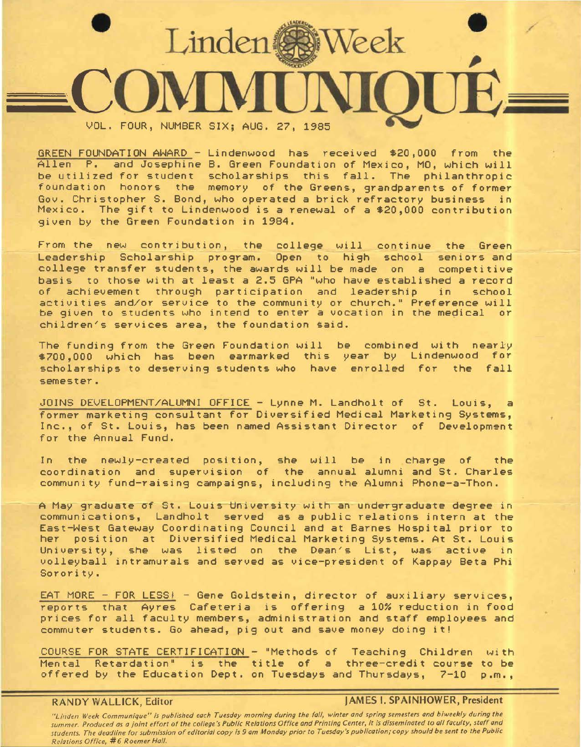# Linden Week COMMUNIQUÉ

VOL. FOUR, NUMBER SIX; AUG. 27, 1985

GREEN FOUNDATION AWARD - Lindenwood has received $20,000 from the Allen P. and Josephine B. Green Foundation of Mexico, MO, which will be utilized for student scholarships this fall. The philanthropic foundation honors the memory of the Greens, grandparents of former Gov. Christopher S. Bond, who operated a brick refractory business in Mexico. The gift to Lindenwood is a renewal of a $20,000 contribution given by the Green Foundation in 1984.

From the new contribution, the college will continue the Green Leadership Scholarship program. Open to high school seniors and college transfer students, the awards will be made on a competitive basis to those with at least a 2.5 GPA "who have established a record of achievement through participation and leadership in school activities and/or service to the community or church." Preference will be given to students who intend to enter a vocation in the medical or children's services area, the foundation said.

The funding from the Green Foundation will be combined with nearly $700,000 which has been earmarked this year by Lindenwood for scholarships to deserving students who have enrolled for the fall semester.

JOINS DEVELOPMENT/ALUMNI OFFICE - Lynne M. Landholt of St. Louis, a former marketing consultant for Diversified Medical Marketing Systems, Inc., of St. Louis, has been named Assistant Director of Development for the Annual Fund.

In the newly-created position, she will be in charge of the coordination and supervision of the annual alumni and St. Charles community fund-raising campaigns, including the Alumni Phone-a-Thon.

A May graduate of St. Louis University with an undergraduate degree in communications, Landholt served as a public relations intern at the East-West Gateway Coordinating Council and at Barnes Hospital prior to her position at Diversified Medical Marketing Systems. At St. Louis University, she was listed on the Dean's List, was active in volleyball intramurals and served as vice-president of Kappay Beta Phi Sorority.

EAT MORE - FOR LESS! - Gene Goldstein, director of auxiliary services, reports that Ayres Cafeteria is offering a 10% reduction in food prices for all faculty members, administration and staff employees and commuter students. Go ahead, pig out and save money doing it!

COURSE FOR STATE CERTIFICATION - "Methods of Teaching Children with Mental Retardation" is the title of a three-credit course to be offered by the Education Dept. on Tuesdays and Thursdays, 7-10 p.m.,

RANDY WALLICK, Editor | JAMES I. SPAINHOWER, President

*"Linden Week Communique" is published each Tuesday morning during the fall, winter and spring semesters and biweekly during the summer. Produced as a joint effort of the college's Public Relations Office and Printing Center, it is disseminated to all faculty, staff and students. The deadline for submission of editorial copy is 9 am Monday prior to Tuesday's publication; copy should be sent to the Public Relations Office, #6 Roemer Hall.*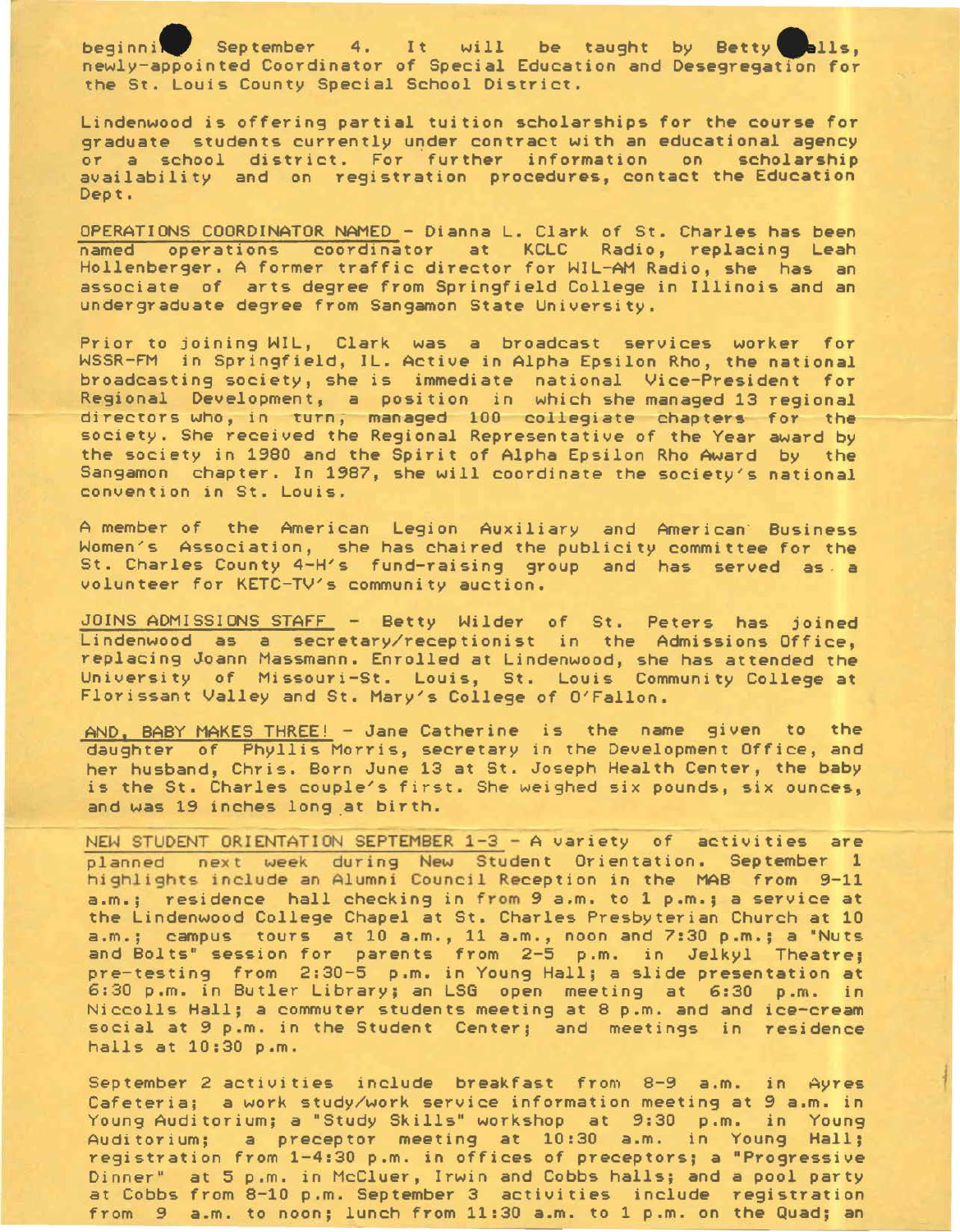beginning September 4. It will be taught by Betty Walls, newly-appointed Coordinator of Special Education and Desegregation for the St. Louis County Special School District.

Lindenwood is offering partial tuition scholarships for the course for graduate students currently under contract with an educational agency or a school district. For further information on scholarship availability and on registration procedures, contact the Education Dept.

OPERATIONS COORDINATOR NAMED - Dianna L. Clark of St. Charles has been named operations coordinator at KCLC Radio, replacing Leah Hollenberger. A former traffic director for WIL-AM Radio, she has an associate of arts degree from Springfield College in Illinois and an undergraduate degree from Sangamon State University.

Prior to joining WIL, Clark was a broadcast services worker for WSSR-FM in Springfield, IL. Active in Alpha Epsilon Rho, the national broadcasting society, she is immediate national Vice-President for Regional Development, a position in which she managed 13 regional directors who, in turn, managed 100 collegiate chapters for the society. She received the Regional Representative of the Year award by the society in 1980 and the Spirit of Alpha Epsilon Rho Award by the Sangamon chapter. In 1987, she will coordinate the society's national convention in St. Louis.

A member of the American Legion Auxiliary and American Business Women's Association, she has chaired the publicity committee for the St. Charles County 4-H's fund-raising group and has served as a volunteer for KETC-TV's community auction.

JOINS ADMISSIONS STAFF - Betty Wilder of St. Peters has joined Lindenwood as a secretary/receptionist in the Admissions Office, replacing Joann Massmann. Enrolled at Lindenwood, she has attended the University of Missouri-St. Louis, St. Louis Community College at Florissant Valley and St. Mary's College of O'Fallon.

AND, BABY MAKES THREE! - Jane Catherine is the name given to the daughter of Phyllis Morris, secretary in the Development Office, and her husband, Chris. Born June 13 at St. Joseph Health Center, the baby is the St. Charles couple's first. She weighed six pounds, six ounces, and was 19 inches long at birth.

NEW STUDENT ORIENTATION SEPTEMBER 1-3 - A variety of activities are planned next week during New Student Orientation. September 1 highlights include an Alumni Council Reception in the MAB from 9-11 a.m.; residence hall checking in from 9 a.m. to 1 p.m.; a service at the Lindenwood College Chapel at St. Charles Presbyterian Church at 10 a.m.; campus tours at 10 a.m., 11 a.m., noon and 7:30 p.m.; a "Nuts and Bolts" session for parents from 2-5 p.m. in Jelkyl Theatre; pre-testing from 2:30-5 p.m. in Young Hall; a slide presentation at 6:30 p.m. in Butler Library; an LSG open meeting at 6:30 p.m. in Niccolls Hall; a commuter students meeting at 8 p.m. and and ice-cream social at 9 p.m. in the Student Center; and meetings in residence halls at 10:30 p.m.

September 2 activities include breakfast from 8-9 a.m. in Ayres Cafeteria; a work study/work service information meeting at 9 a.m. in Young Auditorium; a "Study Skills" workshop at 9:30 p.m. in Young Auditorium; a preceptor meeting at 10:30 a.m. in Young Hall; registration from 1-4:30 p.m. in offices of preceptors; a "Progressive Dinner" at 5 p.m. in McCluer, Irwin and Cobbs halls; and a pool party at Cobbs from 8-10 p.m. September 3 activities include registration from 9 a.m. to noon; lunch from 11:30 a.m. to 1 p.m. on the Quad; an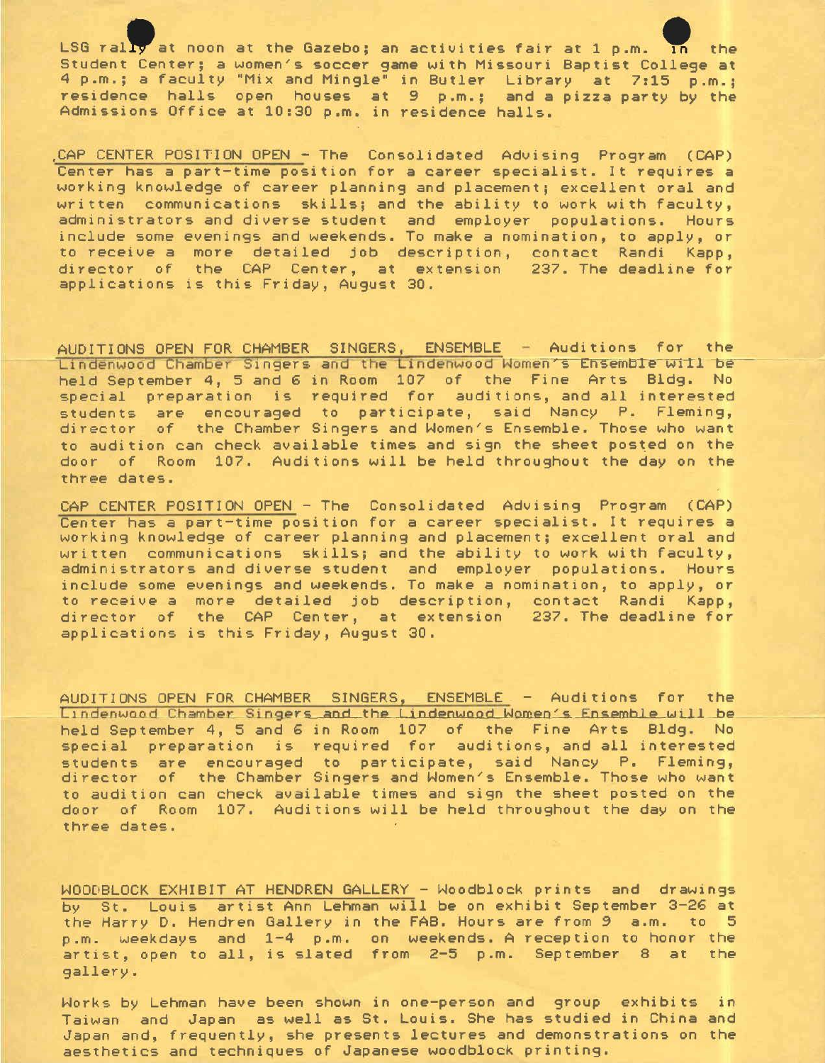LSG rally at noon at the Gazebo; an activities fair at 1 p.m. in the Student Center; a women's soccer game with Missouri Baptist College at 4 p.m.; a faculty "Mix and Mingle" in Butler Library at 7:15 p.m.; residence halls open houses at 9 p.m.; and a pizza party by the Admissions Office at 10:30 p.m. in residence halls.

CAP CENTER POSITION OPEN - The Consolidated Advising Program (CAP) Center has a part-time position for a career specialist. It requires a working knowledge of career planning and placement; excellent oral and written communications skills; and the ability to work with faculty, administrators and diverse student and employer populations. Hours include some evenings and weekends. To make a nomination, to apply, or to receive a more detailed job description, contact Randi Kapp, director of the CAP Center, at extension 237. The deadline for applications is this Friday, August 30.

AUDITIONS OPEN FOR CHAMBER SINGERS, ENSEMBLE - Auditions for the Lindenwood Chamber Singers and the Lindenwood Women's Ensemble will be held September 4, 5 and 6 in Room 107 of the Fine Arts Bldg. No special preparation is required for auditions, and all interested students are encouraged to participate, said Nancy P. Fleming, director of the Chamber Singers and Women's Ensemble. Those who want to audition can check available times and sign the sheet posted on the door of Room 107. Auditions will be held throughout the day on the three dates.

CAP CENTER POSITION OPEN - The Consolidated Advising Program (CAP) Center has a part-time position for a career specialist. It requires a working knowledge of career planning and placement; excellent oral and written communications skills; and the ability to work with faculty, administrators and diverse student and employer populations. Hours include some evenings and weekends. To make a nomination, to apply, or to receive a more detailed job description, contact Randi Kapp, director of the CAP Center, at extension 237. The deadline for applications is this Friday, August 30.

AUDITIONS OPEN FOR CHAMBER SINGERS, ENSEMBLE - Auditions for the Lindenwood Chamber Singers and the Lindenwood Women's Ensemble will be held September 4, 5 and 6 in Room 107 of the Fine Arts Bldg. No special preparation is required for auditions, and all interested students are encouraged to participate, said Nancy P. Fleming, director of the Chamber Singers and Women's Ensemble. Those who want to audition can check available times and sign the sheet posted on the door of Room 107. Auditions will be held throughout the day on the three dates.

WOODBLOCK EXHIBIT AT HENDREN GALLERY - Woodblock prints and drawings by St. Louis artist Ann Lehman will be on exhibit September 3-26 at the Harry D. Hendren Gallery in the FAB. Hours are from 9 a.m. to 5 p.m. weekdays and 1-4 p.m. on weekends. A reception to honor the artist, open to all, is slated from 2-5 p.m. September 8 at the gallery.

Works by Lehman have been shown in one-person and group exhibits in Taiwan and Japan as well as St. Louis. She has studied in China and Japan and, frequently, she presents lectures and demonstrations on the aesthetics and techniques of Japanese woodblock printing.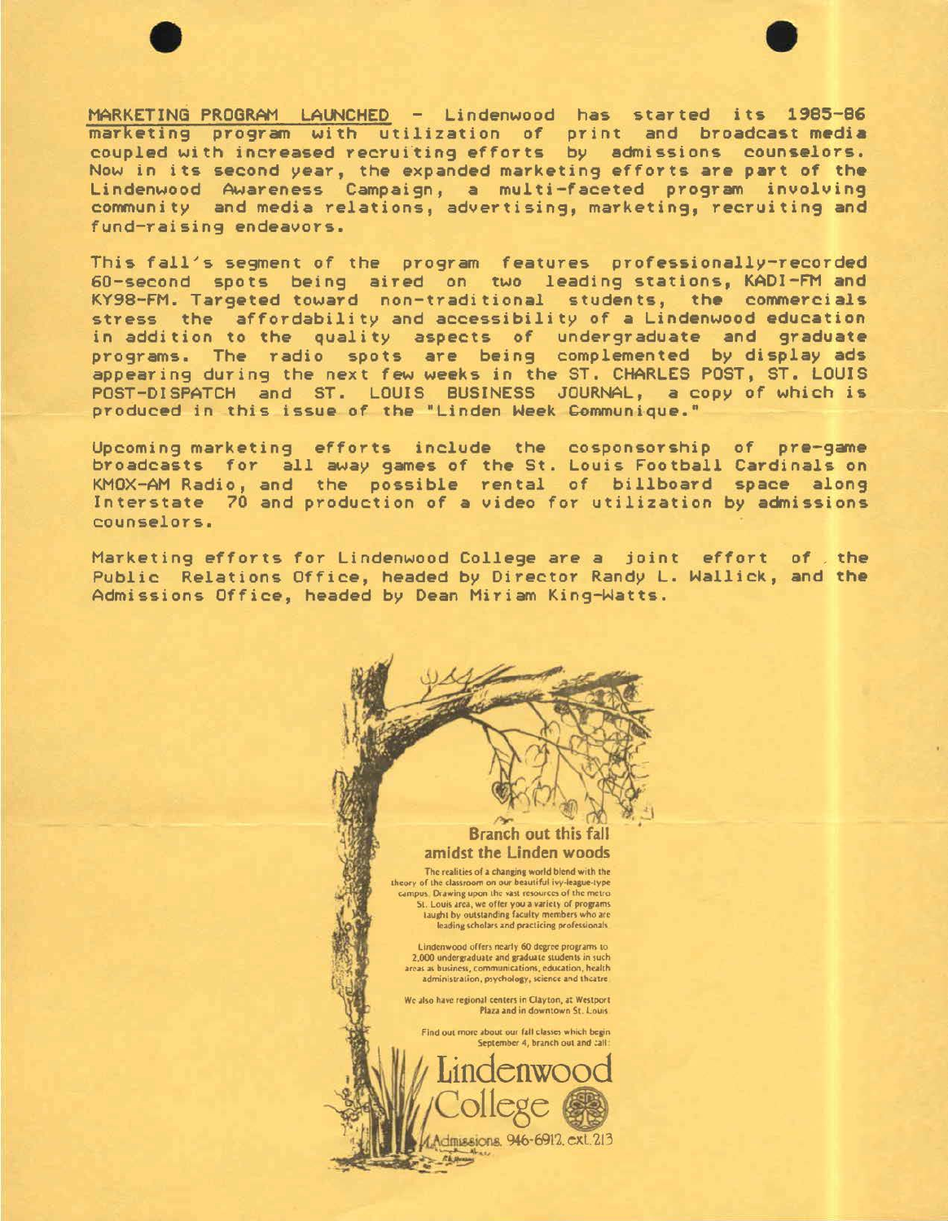MARKETING PROGRAM LAUNCHED - Lindenwood has started its 1985-86 marketing program with utilization of print and broadcast media coupled with increased recruiting efforts by admissions counselors. Now in its second year, the expanded marketing efforts are part of the Lindenwood Awareness Campaign, a multi-faceted program involving community and media relations, advertising, marketing, recruiting and fund-raising endeavors.

This fall's segment of the program features professionally-recorded 60-second spots being aired on two leading stations, KADI-FM and KY98-FM. Targeted toward non-traditional students, the commercials stress the affordability and accessibility of a Lindenwood education in addition to the quality aspects of undergraduate and graduate programs. The radio spots are being complemented by display ads appearing during the next few weeks in the ST. CHARLES POST, ST. LOUIS POST-DISPATCH and ST. LOUIS BUSINESS JOURNAL, a copy of which is produced in this issue of the "Linden Week Communique."

Upcoming marketing efforts include the cosponsorship of pre-game broadcasts for all away games of the St. Louis Football Cardinals on KMOX-AM Radio, and the possible rental of billboard space along Interstate 70 and production of a video for utilization by admissions counselors.

Marketing efforts for Lindenwood College are a joint effort of the Public Relations Office, headed by Director Randy L. Wallick, and the Admissions Office, headed by Dean Miriam King-Watts.

**Branch out this fall amidst the Linden woods**

The realities of a changing world blend with the theory of the classroom on our beautiful ivy-league-type campus. Drawing upon the vast resources of the metro St. Louis area, we offer you a variety of programs taught by outstanding faculty members who are leading scholars and practicing professionals.

Lindenwood offers nearly 60 degree programs to 2,000 undergraduate and graduate students in such areas as business, communications, education, health administration, psychology, science and theatre.

We also have regional centers in Clayton, at Westport Plaza and in downtown St. Louis.

Find out more about our fall classes which begin September 4, branch out and call:

Lindenwood College

Admissions 946-6912, ext. 213